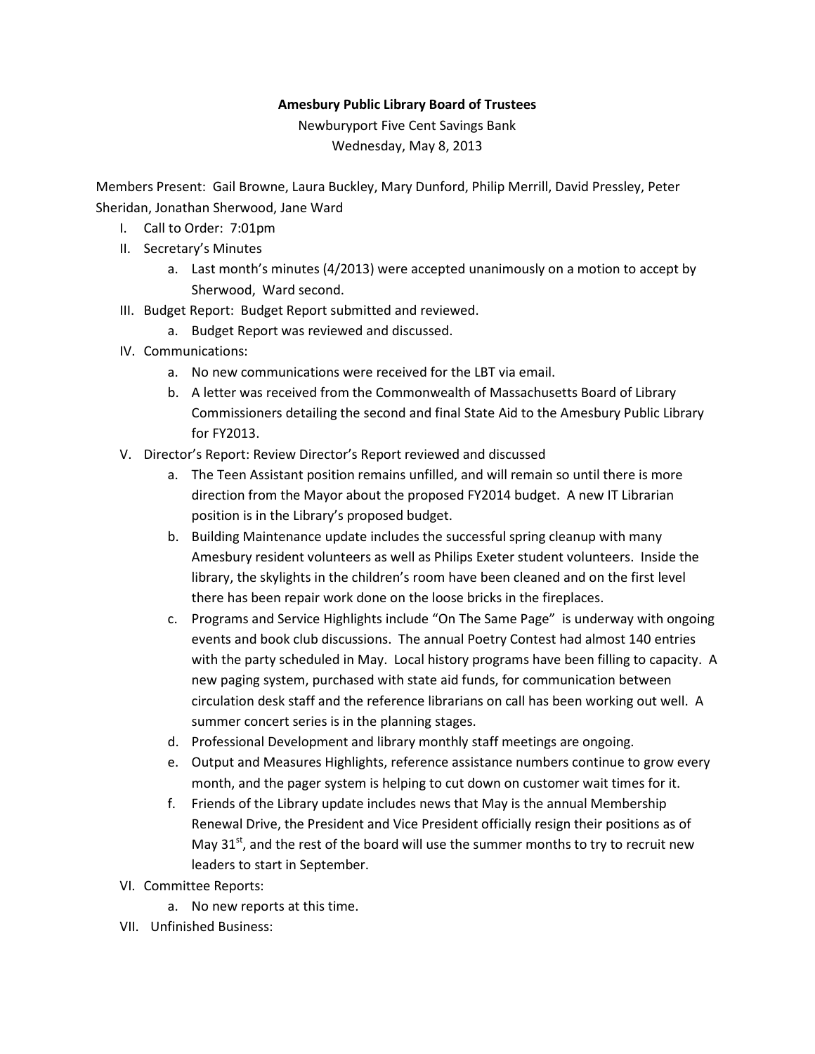**Amesbury Public Library Board of Trustees**

Newburyport Five Cent Savings Bank

Wednesday, May 8, 2013

Members Present: Gail Browne, Laura Buckley, Mary Dunford, Philip Merrill, David Pressley, Peter Sheridan, Jonathan Sherwood, Jane Ward

I. Call to Order: 7:01pm

II. Secretary's Minutes
   a. Last month's minutes (4/2013) were accepted unanimously on a motion to accept by Sherwood, Ward second.

III. Budget Report: Budget Report submitted and reviewed.
   a. Budget Report was reviewed and discussed.

IV. Communications:
   a. No new communications were received for the LBT via email.
   b. A letter was received from the Commonwealth of Massachusetts Board of Library Commissioners detailing the second and final State Aid to the Amesbury Public Library for FY2013.

V. Director's Report: Review Director's Report reviewed and discussed
   a. The Teen Assistant position remains unfilled, and will remain so until there is more direction from the Mayor about the proposed FY2014 budget. A new IT Librarian position is in the Library's proposed budget.
   b. Building Maintenance update includes the successful spring cleanup with many Amesbury resident volunteers as well as Philips Exeter student volunteers. Inside the library, the skylights in the children's room have been cleaned and on the first level there has been repair work done on the loose bricks in the fireplaces.
   c. Programs and Service Highlights include "On The Same Page" is underway with ongoing events and book club discussions. The annual Poetry Contest had almost 140 entries with the party scheduled in May. Local history programs have been filling to capacity. A new paging system, purchased with state aid funds, for communication between circulation desk staff and the reference librarians on call has been working out well. A summer concert series is in the planning stages.
   d. Professional Development and library monthly staff meetings are ongoing.
   e. Output and Measures Highlights, reference assistance numbers continue to grow every month, and the pager system is helping to cut down on customer wait times for it.
   f. Friends of the Library update includes news that May is the annual Membership Renewal Drive, the President and Vice President officially resign their positions as of May 31st, and the rest of the board will use the summer months to try to recruit new leaders to start in September.

VI. Committee Reports:
   a. No new reports at this time.

VII. Unfinished Business: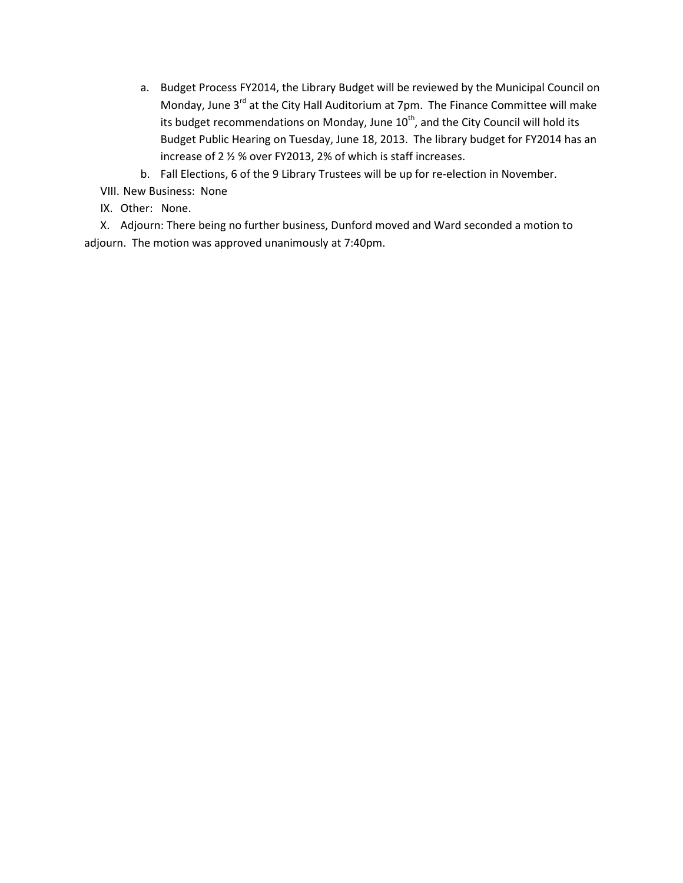a. Budget Process FY2014, the Library Budget will be reviewed by the Municipal Council on Monday, June 3rd at the City Hall Auditorium at 7pm. The Finance Committee will make its budget recommendations on Monday, June 10th, and the City Council will hold its Budget Public Hearing on Tuesday, June 18, 2013. The library budget for FY2014 has an increase of 2 ½ % over FY2013, 2% of which is staff increases.

b. Fall Elections, 6 of the 9 Library Trustees will be up for re-election in November.

VIII. New Business: None

IX. Other: None.

X. Adjourn: There being no further business, Dunford moved and Ward seconded a motion to adjourn. The motion was approved unanimously at 7:40pm.